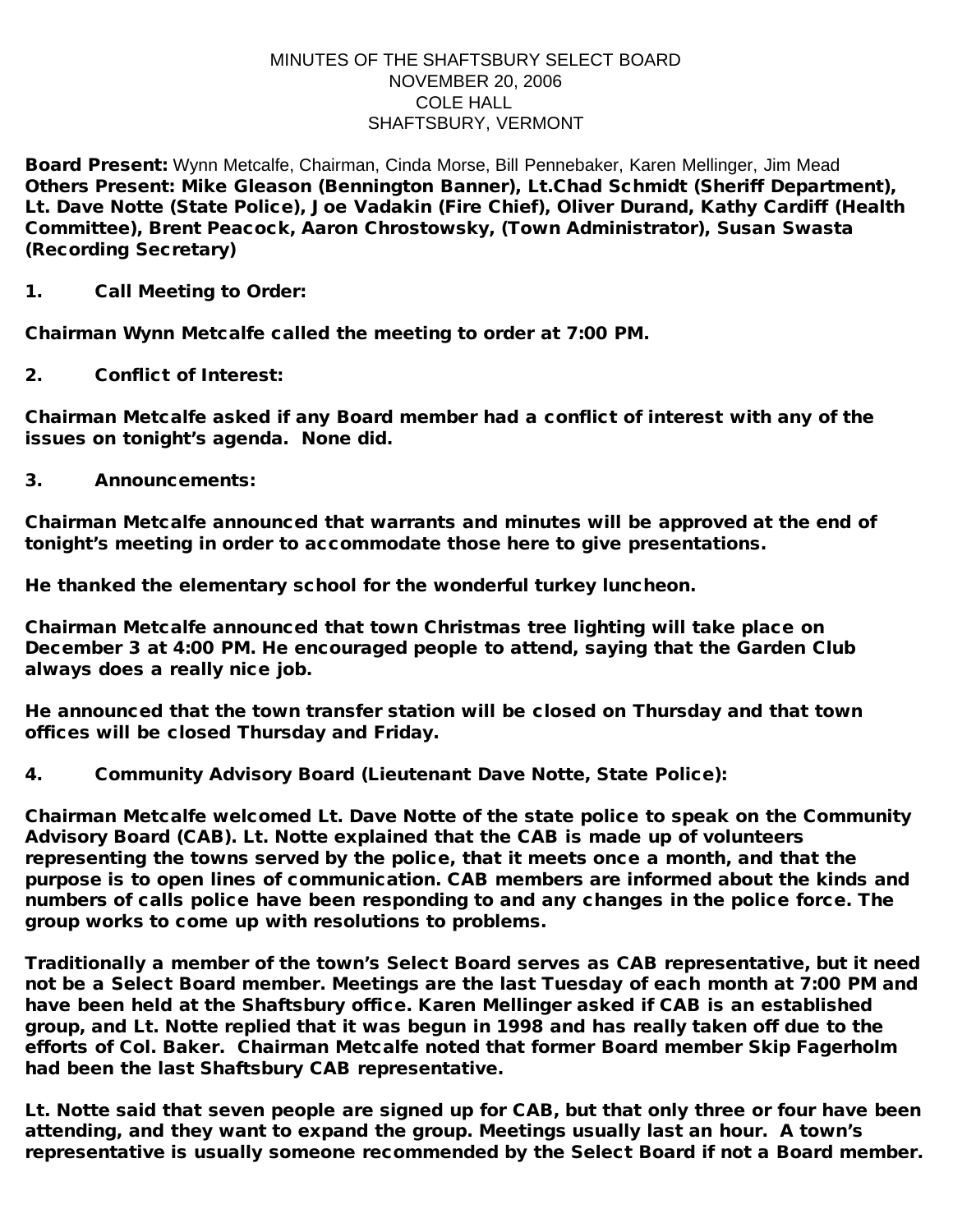MINUTES OF THE SHAFTSBURY SELECT BOARD
NOVEMBER 20, 2006
COLE HALL
SHAFTSBURY, VERMONT

**Board Present:** Wynn Metcalfe, Chairman, Cinda Morse, Bill Pennebaker, Karen Mellinger, Jim Mead
**Others Present: Mike Gleason (Bennington Banner), Lt.Chad Schmidt (Sheriff Department), Lt. Dave Notte (State Police), Joe Vadakin (Fire Chief), Oliver Durand, Kathy Cardiff (Health Committee), Brent Peacock, Aaron Chrostowsky, (Town Administrator), Susan Swasta (Recording Secretary)**

**1. Call Meeting to Order:**

**Chairman Wynn Metcalfe called the meeting to order at 7:00 PM.**

**2. Conflict of Interest:**

**Chairman Metcalfe asked if any Board member had a conflict of interest with any of the issues on tonight's agenda. None did.**

**3. Announcements:**

**Chairman Metcalfe announced that warrants and minutes will be approved at the end of tonight's meeting in order to accommodate those here to give presentations.**

**He thanked the elementary school for the wonderful turkey luncheon.**

**Chairman Metcalfe announced that town Christmas tree lighting will take place on December 3 at 4:00 PM. He encouraged people to attend, saying that the Garden Club always does a really nice job.**

**He announced that the town transfer station will be closed on Thursday and that town offices will be closed Thursday and Friday.**

**4. Community Advisory Board (Lieutenant Dave Notte, State Police):**

**Chairman Metcalfe welcomed Lt. Dave Notte of the state police to speak on the Community Advisory Board (CAB). Lt. Notte explained that the CAB is made up of volunteers representing the towns served by the police, that it meets once a month, and that the purpose is to open lines of communication. CAB members are informed about the kinds and numbers of calls police have been responding to and any changes in the police force. The group works to come up with resolutions to problems.**

**Traditionally a member of the town's Select Board serves as CAB representative, but it need not be a Select Board member. Meetings are the last Tuesday of each month at 7:00 PM and have been held at the Shaftsbury office. Karen Mellinger asked if CAB is an established group, and Lt. Notte replied that it was begun in 1998 and has really taken off due to the efforts of Col. Baker. Chairman Metcalfe noted that former Board member Skip Fagerholm had been the last Shaftsbury CAB representative.**

**Lt. Notte said that seven people are signed up for CAB, but that only three or four have been attending, and they want to expand the group. Meetings usually last an hour. A town's representative is usually someone recommended by the Select Board if not a Board member.**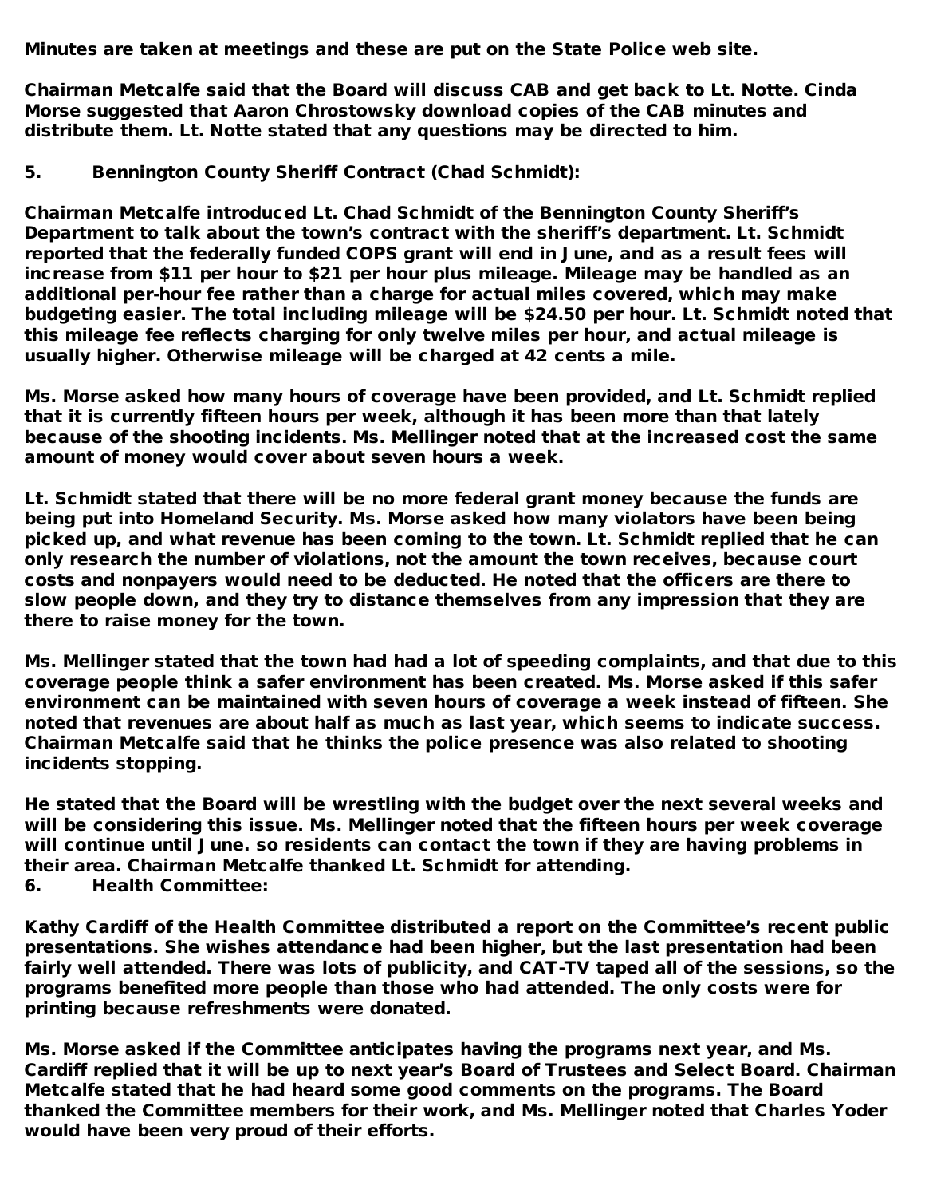**Minutes are taken at meetings and these are put on the State Police web site.**

**Chairman Metcalfe said that the Board will discuss CAB and get back to Lt. Notte. Cinda Morse suggested that Aaron Chrostowsky download copies of the CAB minutes and distribute them. Lt. Notte stated that any questions may be directed to him.**

**5. Bennington County Sheriff Contract (Chad Schmidt):**

**Chairman Metcalfe introduced Lt. Chad Schmidt of the Bennington County Sheriff's Department to talk about the town's contract with the sheriff's department. Lt. Schmidt reported that the federally funded COPS grant will end in June, and as a result fees will increase from $11 per hour to $21 per hour plus mileage. Mileage may be handled as an additional per-hour fee rather than a charge for actual miles covered, which may make budgeting easier. The total including mileage will be $24.50 per hour. Lt. Schmidt noted that this mileage fee reflects charging for only twelve miles per hour, and actual mileage is usually higher. Otherwise mileage will be charged at 42 cents a mile.**

**Ms. Morse asked how many hours of coverage have been provided, and Lt. Schmidt replied that it is currently fifteen hours per week, although it has been more than that lately because of the shooting incidents. Ms. Mellinger noted that at the increased cost the same amount of money would cover about seven hours a week.**

**Lt. Schmidt stated that there will be no more federal grant money because the funds are being put into Homeland Security. Ms. Morse asked how many violators have been being picked up, and what revenue has been coming to the town. Lt. Schmidt replied that he can only research the number of violations, not the amount the town receives, because court costs and nonpayers would need to be deducted. He noted that the officers are there to slow people down, and they try to distance themselves from any impression that they are there to raise money for the town.**

**Ms. Mellinger stated that the town had had a lot of speeding complaints, and that due to this coverage people think a safer environment has been created. Ms. Morse asked if this safer environment can be maintained with seven hours of coverage a week instead of fifteen. She noted that revenues are about half as much as last year, which seems to indicate success. Chairman Metcalfe said that he thinks the police presence was also related to shooting incidents stopping.**

**He stated that the Board will be wrestling with the budget over the next several weeks and will be considering this issue. Ms. Mellinger noted that the fifteen hours per week coverage will continue until June. so residents can contact the town if they are having problems in their area. Chairman Metcalfe thanked Lt. Schmidt for attending.**

**6. Health Committee:**

**Kathy Cardiff of the Health Committee distributed a report on the Committee's recent public presentations. She wishes attendance had been higher, but the last presentation had been fairly well attended. There was lots of publicity, and CAT-TV taped all of the sessions, so the programs benefited more people than those who had attended. The only costs were for printing because refreshments were donated.**

**Ms. Morse asked if the Committee anticipates having the programs next year, and Ms. Cardiff replied that it will be up to next year's Board of Trustees and Select Board. Chairman Metcalfe stated that he had heard some good comments on the programs. The Board thanked the Committee members for their work, and Ms. Mellinger noted that Charles Yoder would have been very proud of their efforts.**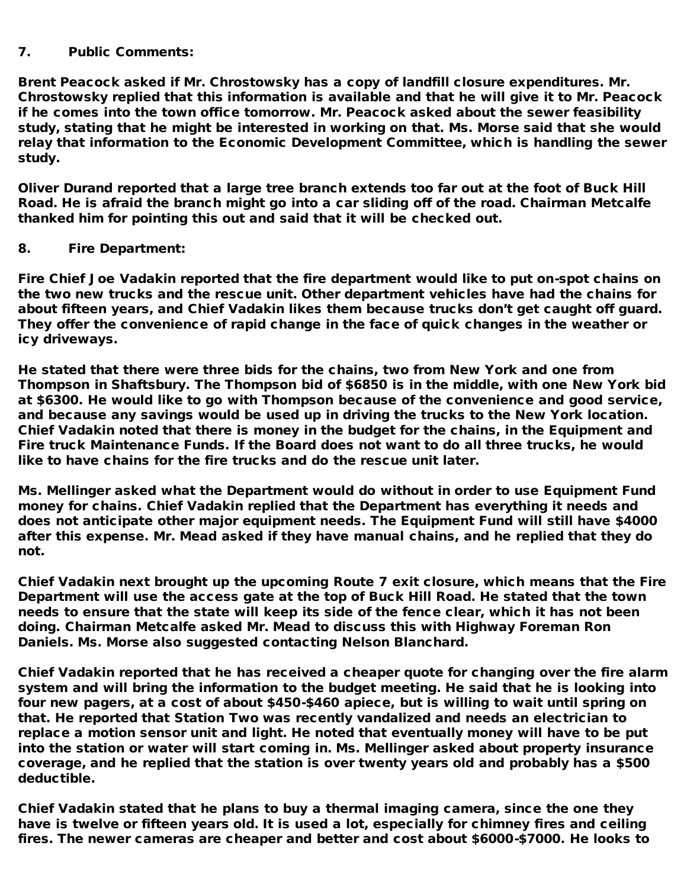**7. Public Comments:**

**Brent Peacock asked if Mr. Chrostowsky has a copy of landfill closure expenditures. Mr. Chrostowsky replied that this information is available and that he will give it to Mr. Peacock if he comes into the town office tomorrow. Mr. Peacock asked about the sewer feasibility study, stating that he might be interested in working on that. Ms. Morse said that she would relay that information to the Economic Development Committee, which is handling the sewer study.**

**Oliver Durand reported that a large tree branch extends too far out at the foot of Buck Hill Road. He is afraid the branch might go into a car sliding off of the road. Chairman Metcalfe thanked him for pointing this out and said that it will be checked out.**

**8. Fire Department:**

**Fire Chief Joe Vadakin reported that the fire department would like to put on-spot chains on the two new trucks and the rescue unit. Other department vehicles have had the chains for about fifteen years, and Chief Vadakin likes them because trucks don't get caught off guard. They offer the convenience of rapid change in the face of quick changes in the weather or icy driveways.**

**He stated that there were three bids for the chains, two from New York and one from Thompson in Shaftsbury. The Thompson bid of $6850 is in the middle, with one New York bid at $6300. He would like to go with Thompson because of the convenience and good service, and because any savings would be used up in driving the trucks to the New York location. Chief Vadakin noted that there is money in the budget for the chains, in the Equipment and Fire truck Maintenance Funds. If the Board does not want to do all three trucks, he would like to have chains for the fire trucks and do the rescue unit later.**

**Ms. Mellinger asked what the Department would do without in order to use Equipment Fund money for chains. Chief Vadakin replied that the Department has everything it needs and does not anticipate other major equipment needs. The Equipment Fund will still have $4000 after this expense. Mr. Mead asked if they have manual chains, and he replied that they do not.**

**Chief Vadakin next brought up the upcoming Route 7 exit closure, which means that the Fire Department will use the access gate at the top of Buck Hill Road. He stated that the town needs to ensure that the state will keep its side of the fence clear, which it has not been doing. Chairman Metcalfe asked Mr. Mead to discuss this with Highway Foreman Ron Daniels. Ms. Morse also suggested contacting Nelson Blanchard.**

**Chief Vadakin reported that he has received a cheaper quote for changing over the fire alarm system and will bring the information to the budget meeting. He said that he is looking into four new pagers, at a cost of about $450-$460 apiece, but is willing to wait until spring on that. He reported that Station Two was recently vandalized and needs an electrician to replace a motion sensor unit and light. He noted that eventually money will have to be put into the station or water will start coming in. Ms. Mellinger asked about property insurance coverage, and he replied that the station is over twenty years old and probably has a $500 deductible.**

**Chief Vadakin stated that he plans to buy a thermal imaging camera, since the one they have is twelve or fifteen years old. It is used a lot, especially for chimney fires and ceiling fires. The newer cameras are cheaper and better and cost about $6000-$7000. He looks to**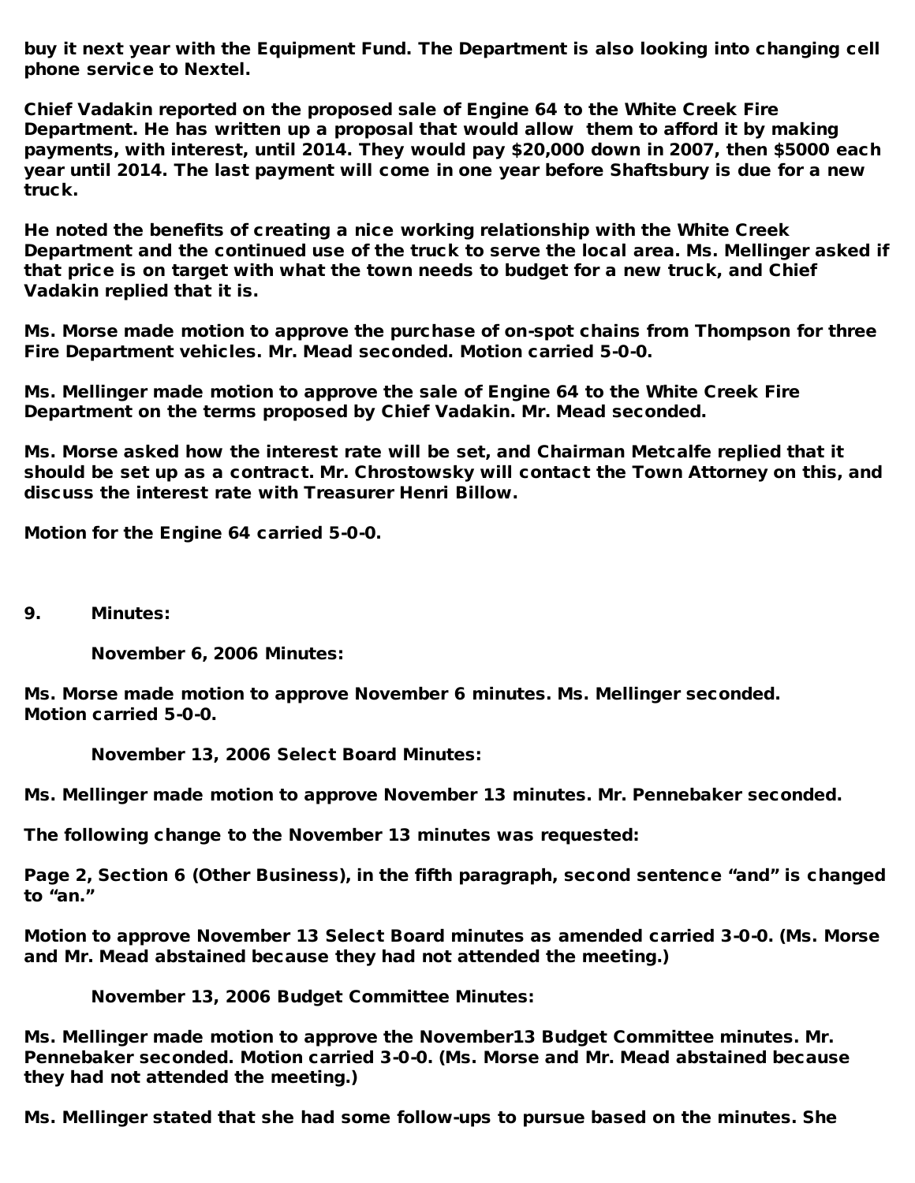buy it next year with the Equipment Fund. The Department is also looking into changing cell phone service to Nextel.

Chief Vadakin reported on the proposed sale of Engine 64 to the White Creek Fire Department. He has written up a proposal that would allow them to afford it by making payments, with interest, until 2014. They would pay $20,000 down in 2007, then $5000 each year until 2014. The last payment will come in one year before Shaftsbury is due for a new truck.

He noted the benefits of creating a nice working relationship with the White Creek Department and the continued use of the truck to serve the local area. Ms. Mellinger asked if that price is on target with what the town needs to budget for a new truck, and Chief Vadakin replied that it is.

Ms. Morse made motion to approve the purchase of on-spot chains from Thompson for three Fire Department vehicles. Mr. Mead seconded. Motion carried 5-0-0.

Ms. Mellinger made motion to approve the sale of Engine 64 to the White Creek Fire Department on the terms proposed by Chief Vadakin. Mr. Mead seconded.

Ms. Morse asked how the interest rate will be set, and Chairman Metcalfe replied that it should be set up as a contract. Mr. Chrostowsky will contact the Town Attorney on this, and discuss the interest rate with Treasurer Henri Billow.

Motion for the Engine 64 carried 5-0-0.

**9. Minutes:**

**November 6, 2006 Minutes:**

Ms. Morse made motion to approve November 6 minutes. Ms. Mellinger seconded. Motion carried 5-0-0.

**November 13, 2006 Select Board Minutes:**

Ms. Mellinger made motion to approve November 13 minutes. Mr. Pennebaker seconded.

The following change to the November 13 minutes was requested:

Page 2, Section 6 (Other Business), in the fifth paragraph, second sentence "and" is changed to "an."

Motion to approve November 13 Select Board minutes as amended carried 3-0-0. (Ms. Morse and Mr. Mead abstained because they had not attended the meeting.)

**November 13, 2006 Budget Committee Minutes:**

Ms. Mellinger made motion to approve the November13 Budget Committee minutes. Mr. Pennebaker seconded. Motion carried 3-0-0. (Ms. Morse and Mr. Mead abstained because they had not attended the meeting.)

Ms. Mellinger stated that she had some follow-ups to pursue based on the minutes. She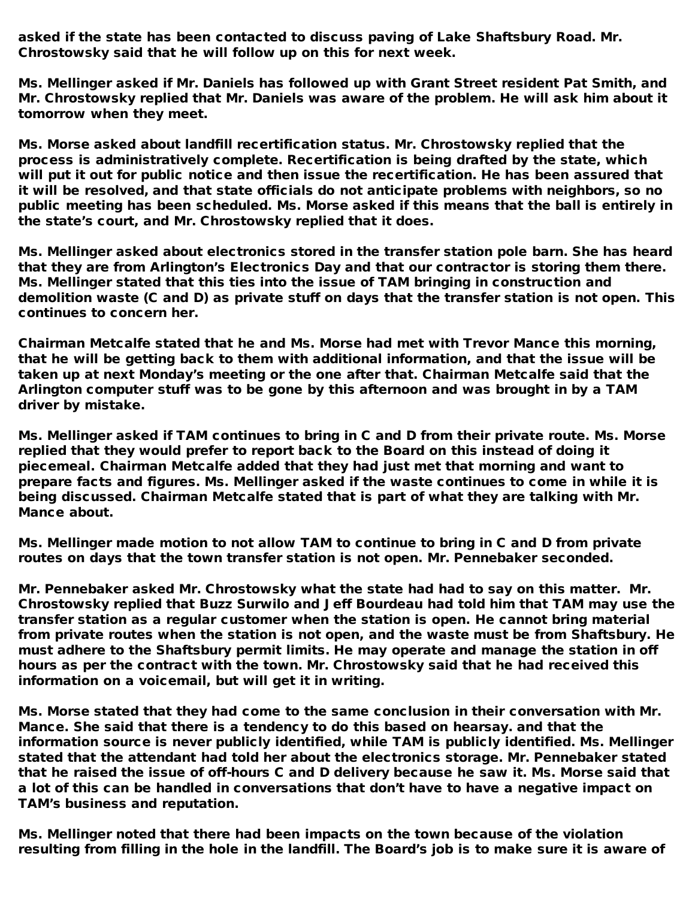asked if the state has been contacted to discuss paving of Lake Shaftsbury Road. Mr. Chrostowsky said that he will follow up on this for next week.

Ms. Mellinger asked if Mr. Daniels has followed up with Grant Street resident Pat Smith, and Mr. Chrostowsky replied that Mr. Daniels was aware of the problem. He will ask him about it tomorrow when they meet.

Ms. Morse asked about landfill recertification status. Mr. Chrostowsky replied that the process is administratively complete. Recertification is being drafted by the state, which will put it out for public notice and then issue the recertification. He has been assured that it will be resolved, and that state officials do not anticipate problems with neighbors, so no public meeting has been scheduled. Ms. Morse asked if this means that the ball is entirely in the state's court, and Mr. Chrostowsky replied that it does.

Ms. Mellinger asked about electronics stored in the transfer station pole barn. She has heard that they are from Arlington's Electronics Day and that our contractor is storing them there. Ms. Mellinger stated that this ties into the issue of TAM bringing in construction and demolition waste (C and D) as private stuff on days that the transfer station is not open. This continues to concern her.

Chairman Metcalfe stated that he and Ms. Morse had met with Trevor Mance this morning, that he will be getting back to them with additional information, and that the issue will be taken up at next Monday's meeting or the one after that. Chairman Metcalfe said that the Arlington computer stuff was to be gone by this afternoon and was brought in by a TAM driver by mistake.

Ms. Mellinger asked if TAM continues to bring in C and D from their private route. Ms. Morse replied that they would prefer to report back to the Board on this instead of doing it piecemeal. Chairman Metcalfe added that they had just met that morning and want to prepare facts and figures. Ms. Mellinger asked if the waste continues to come in while it is being discussed. Chairman Metcalfe stated that is part of what they are talking with Mr. Mance about.

Ms. Mellinger made motion to not allow TAM to continue to bring in C and D from private routes on days that the town transfer station is not open. Mr. Pennebaker seconded.

Mr. Pennebaker asked Mr. Chrostowsky what the state had had to say on this matter. Mr. Chrostowsky replied that Buzz Surwilo and Jeff Bourdeau had told him that TAM may use the transfer station as a regular customer when the station is open. He cannot bring material from private routes when the station is not open, and the waste must be from Shaftsbury. He must adhere to the Shaftsbury permit limits. He may operate and manage the station in off hours as per the contract with the town. Mr. Chrostowsky said that he had received this information on a voicemail, but will get it in writing.

Ms. Morse stated that they had come to the same conclusion in their conversation with Mr. Mance. She said that there is a tendency to do this based on hearsay. and that the information source is never publicly identified, while TAM is publicly identified. Ms. Mellinger stated that the attendant had told her about the electronics storage. Mr. Pennebaker stated that he raised the issue of off-hours C and D delivery because he saw it. Ms. Morse said that a lot of this can be handled in conversations that don't have to have a negative impact on TAM's business and reputation.

Ms. Mellinger noted that there had been impacts on the town because of the violation resulting from filling in the hole in the landfill. The Board's job is to make sure it is aware of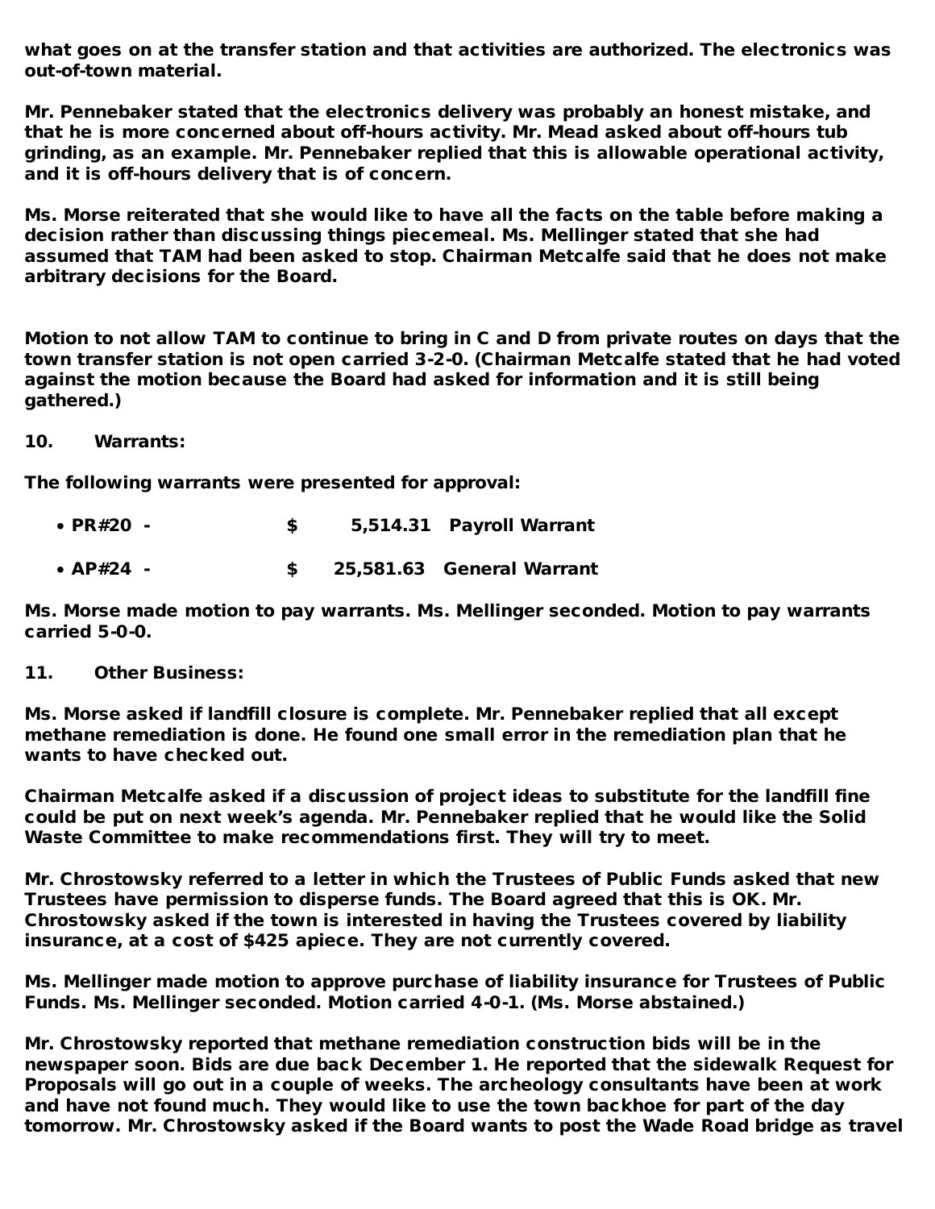**what goes on at the transfer station and that activities are authorized. The electronics was out-of-town material.**

**Mr. Pennebaker stated that the electronics delivery was probably an honest mistake, and that he is more concerned about off-hours activity. Mr. Mead asked about off-hours tub grinding, as an example. Mr. Pennebaker replied that this is allowable operational activity, and it is off-hours delivery that is of concern.**

**Ms. Morse reiterated that she would like to have all the facts on the table before making a decision rather than discussing things piecemeal. Ms. Mellinger stated that she had assumed that TAM had been asked to stop. Chairman Metcalfe said that he does not make arbitrary decisions for the Board.**

**Motion to not allow TAM to continue to bring in C and D from private routes on days that the town transfer station is not open carried 3-2-0. (Chairman Metcalfe stated that he had voted against the motion because the Board had asked for information and it is still being gathered.)**

**10. Warrants:**

**The following warrants were presented for approval:**

- **PR#20 - $ 5,514.31 Payroll Warrant**
- **AP#24 - $ 25,581.63 General Warrant**

**Ms. Morse made motion to pay warrants. Ms. Mellinger seconded. Motion to pay warrants carried 5-0-0.**

**11. Other Business:**

**Ms. Morse asked if landfill closure is complete. Mr. Pennebaker replied that all except methane remediation is done. He found one small error in the remediation plan that he wants to have checked out.**

**Chairman Metcalfe asked if a discussion of project ideas to substitute for the landfill fine could be put on next week's agenda. Mr. Pennebaker replied that he would like the Solid Waste Committee to make recommendations first. They will try to meet.**

**Mr. Chrostowsky referred to a letter in which the Trustees of Public Funds asked that new Trustees have permission to disperse funds. The Board agreed that this is OK. Mr. Chrostowsky asked if the town is interested in having the Trustees covered by liability insurance, at a cost of $425 apiece. They are not currently covered.**

**Ms. Mellinger made motion to approve purchase of liability insurance for Trustees of Public Funds. Ms. Mellinger seconded. Motion carried 4-0-1. (Ms. Morse abstained.)**

**Mr. Chrostowsky reported that methane remediation construction bids will be in the newspaper soon. Bids are due back December 1. He reported that the sidewalk Request for Proposals will go out in a couple of weeks. The archeology consultants have been at work and have not found much. They would like to use the town backhoe for part of the day tomorrow. Mr. Chrostowsky asked if the Board wants to post the Wade Road bridge as travel**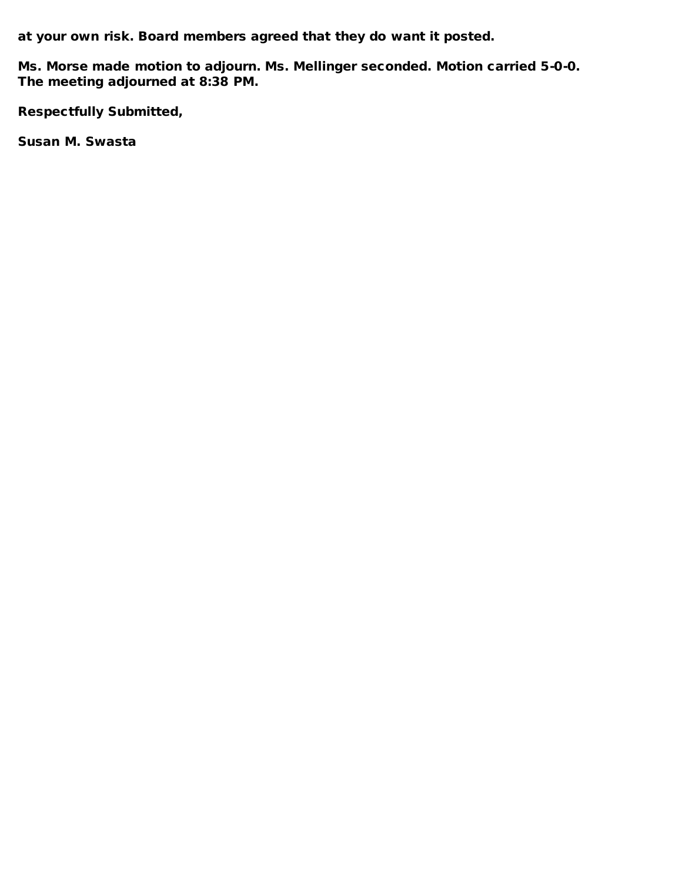**at your own risk. Board members agreed that they do want it posted.**

**Ms. Morse made motion to adjourn. Ms. Mellinger seconded. Motion carried 5-0-0. The meeting adjourned at 8:38 PM.**

**Respectfully Submitted,**

**Susan M. Swasta**